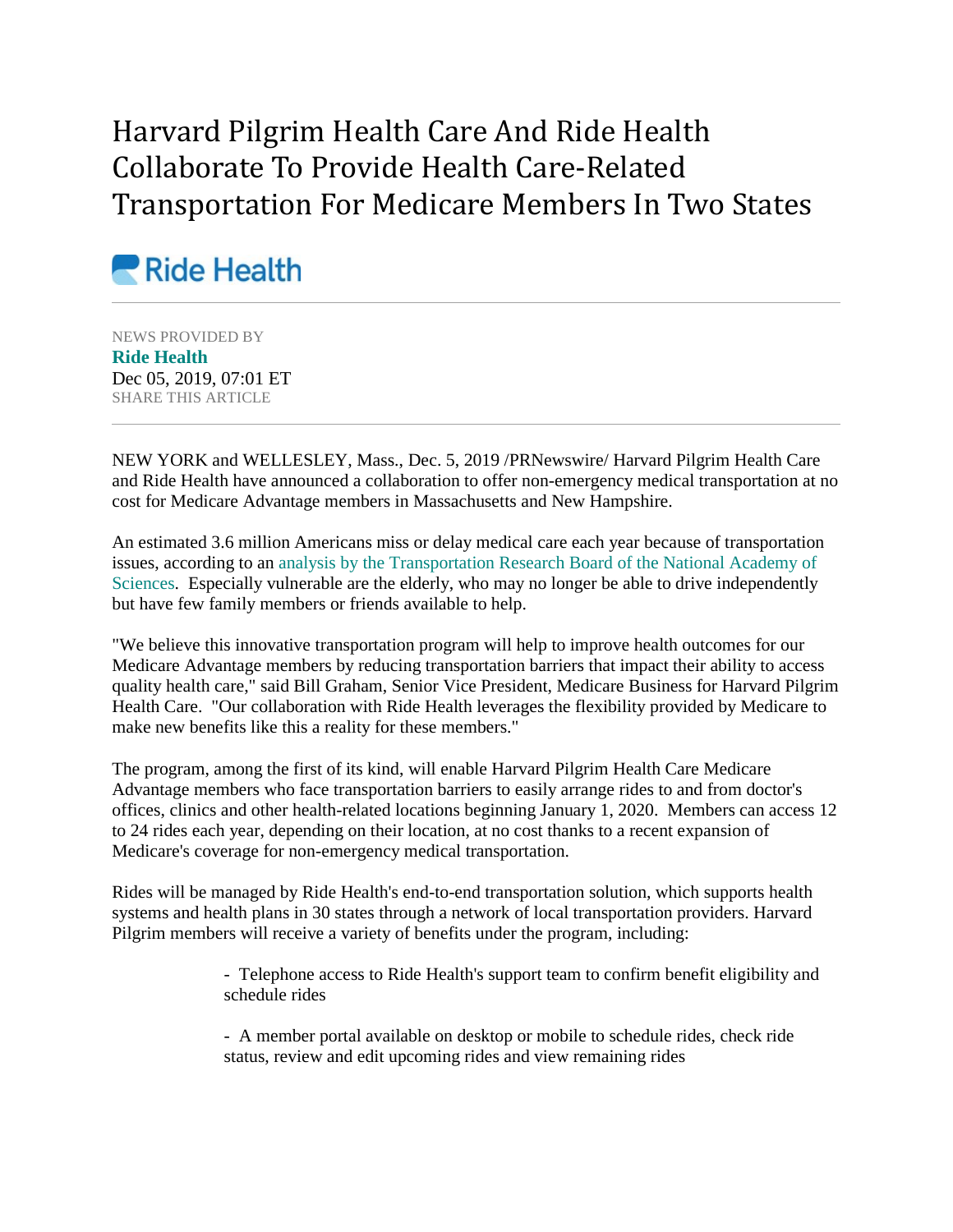# Harvard Pilgrim Health Care And Ride Health Collaborate To Provide Health Care-Related Transportation For Medicare Members In Two States

Ride Health

NEWS PROVIDED BY

**Ride Health**

Dec 05, 2019, 07:01 ET

SHARE THIS ARTICLE

NEW YORK and WELLESLEY, Mass., Dec. 5, 2019 /PRNewswire/ Harvard Pilgrim Health Care and Ride Health have announced a collaboration to offer non-emergency medical transportation at no cost for Medicare Advantage members in Massachusetts and New Hampshire.

An estimated 3.6 million Americans miss or delay medical care each year because of transportation issues, according to an analysis by the Transportation Research Board of the National Academy of Sciences. Especially vulnerable are the elderly, who may no longer be able to drive independently but have few family members or friends available to help.

"We believe this innovative transportation program will help to improve health outcomes for our Medicare Advantage members by reducing transportation barriers that impact their ability to access quality health care," said Bill Graham, Senior Vice President, Medicare Business for Harvard Pilgrim Health Care. "Our collaboration with Ride Health leverages the flexibility provided by Medicare to make new benefits like this a reality for these members."

The program, among the first of its kind, will enable Harvard Pilgrim Health Care Medicare Advantage members who face transportation barriers to easily arrange rides to and from doctor's offices, clinics and other health-related locations beginning January 1, 2020. Members can access 12 to 24 rides each year, depending on their location, at no cost thanks to a recent expansion of Medicare's coverage for non-emergency medical transportation.

Rides will be managed by Ride Health's end-to-end transportation solution, which supports health systems and health plans in 30 states through a network of local transportation providers. Harvard Pilgrim members will receive a variety of benefits under the program, including:

- Telephone access to Ride Health's support team to confirm benefit eligibility and schedule rides

- A member portal available on desktop or mobile to schedule rides, check ride status, review and edit upcoming rides and view remaining rides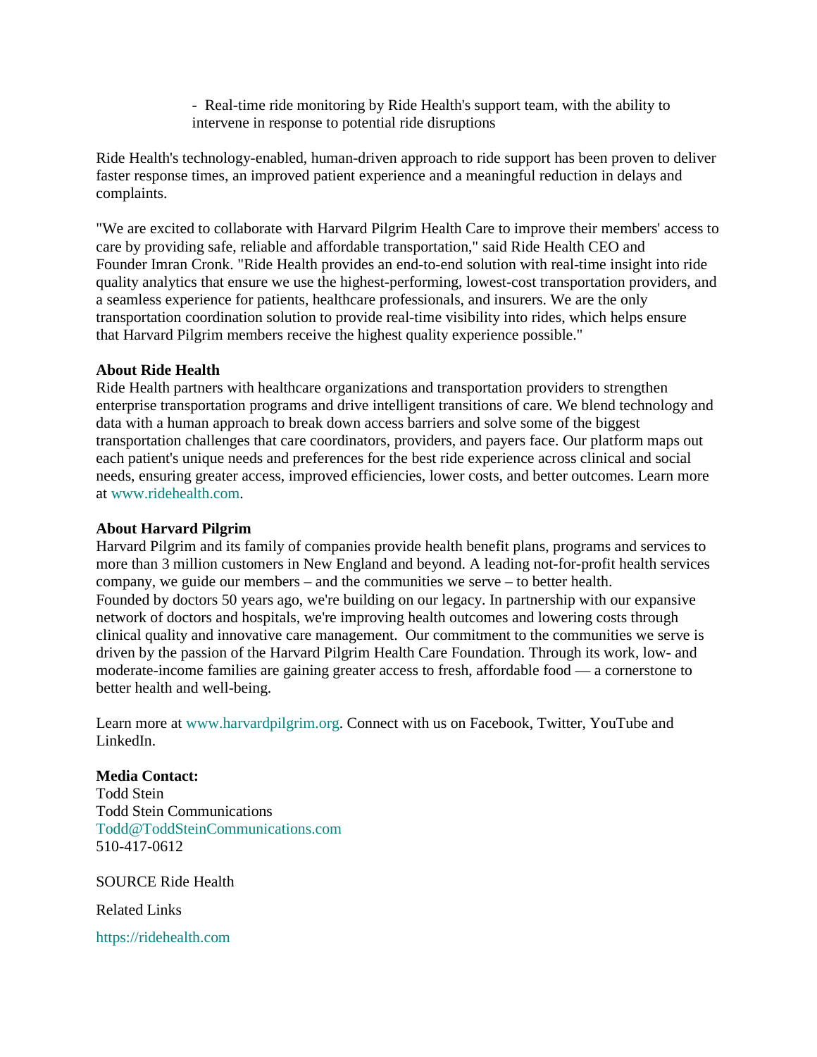- Real-time ride monitoring by Ride Health's support team, with the ability to intervene in response to potential ride disruptions

Ride Health's technology-enabled, human-driven approach to ride support has been proven to deliver faster response times, an improved patient experience and a meaningful reduction in delays and complaints.

"We are excited to collaborate with Harvard Pilgrim Health Care to improve their members' access to care by providing safe, reliable and affordable transportation," said Ride Health CEO and Founder Imran Cronk. "Ride Health provides an end-to-end solution with real-time insight into ride quality analytics that ensure we use the highest-performing, lowest-cost transportation providers, and a seamless experience for patients, healthcare professionals, and insurers. We are the only transportation coordination solution to provide real-time visibility into rides, which helps ensure that Harvard Pilgrim members receive the highest quality experience possible."

**About Ride Health**

Ride Health partners with healthcare organizations and transportation providers to strengthen enterprise transportation programs and drive intelligent transitions of care. We blend technology and data with a human approach to break down access barriers and solve some of the biggest transportation challenges that care coordinators, providers, and payers face. Our platform maps out each patient's unique needs and preferences for the best ride experience across clinical and social needs, ensuring greater access, improved efficiencies, lower costs, and better outcomes. Learn more at www.ridehealth.com.

**About Harvard Pilgrim**

Harvard Pilgrim and its family of companies provide health benefit plans, programs and services to more than 3 million customers in New England and beyond. A leading not-for-profit health services company, we guide our members – and the communities we serve – to better health.
Founded by doctors 50 years ago, we're building on our legacy. In partnership with our expansive network of doctors and hospitals, we're improving health outcomes and lowering costs through clinical quality and innovative care management. Our commitment to the communities we serve is driven by the passion of the Harvard Pilgrim Health Care Foundation. Through its work, low- and moderate-income families are gaining greater access to fresh, affordable food — a cornerstone to better health and well-being.

Learn more at www.harvardpilgrim.org. Connect with us on Facebook, Twitter, YouTube and LinkedIn.

**Media Contact:**
Todd Stein
Todd Stein Communications
Todd@ToddSteinCommunications.com
510-417-0612

SOURCE Ride Health

Related Links

https://ridehealth.com